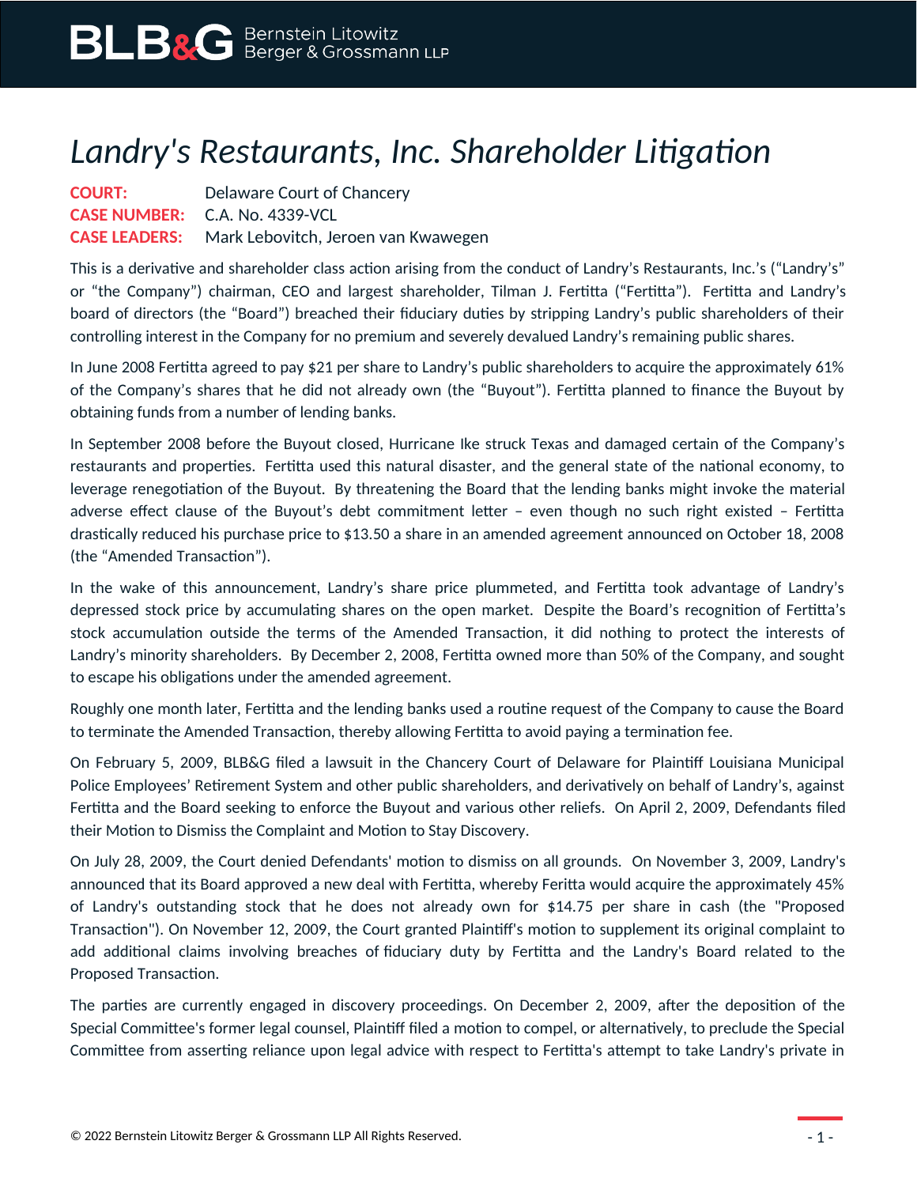# *Landry's Restaurants, Inc. Shareholder Litigation*

**COURT:** Delaware Court of Chancery
**CASE NUMBER:** C.A. No. 4339-VCL
**CASE LEADERS:** Mark Lebovitch, Jeroen van Kwawegen

This is a derivative and shareholder class action arising from the conduct of Landry's Restaurants, Inc.'s ("Landry's" or "the Company") chairman, CEO and largest shareholder, Tilman J. Fertitta ("Fertitta"). Fertitta and Landry's board of directors (the "Board") breached their fiduciary duties by stripping Landry's public shareholders of their controlling interest in the Company for no premium and severely devalued Landry's remaining public shares.

In June 2008 Fertitta agreed to pay $21 per share to Landry's public shareholders to acquire the approximately 61% of the Company's shares that he did not already own (the "Buyout"). Fertitta planned to finance the Buyout by obtaining funds from a number of lending banks.

In September 2008 before the Buyout closed, Hurricane Ike struck Texas and damaged certain of the Company's restaurants and properties. Fertitta used this natural disaster, and the general state of the national economy, to leverage renegotiation of the Buyout. By threatening the Board that the lending banks might invoke the material adverse effect clause of the Buyout's debt commitment letter – even though no such right existed – Fertitta drastically reduced his purchase price to $13.50 a share in an amended agreement announced on October 18, 2008 (the "Amended Transaction").

In the wake of this announcement, Landry's share price plummeted, and Fertitta took advantage of Landry's depressed stock price by accumulating shares on the open market. Despite the Board's recognition of Fertitta's stock accumulation outside the terms of the Amended Transaction, it did nothing to protect the interests of Landry's minority shareholders. By December 2, 2008, Fertitta owned more than 50% of the Company, and sought to escape his obligations under the amended agreement.

Roughly one month later, Fertitta and the lending banks used a routine request of the Company to cause the Board to terminate the Amended Transaction, thereby allowing Fertitta to avoid paying a termination fee.

On February 5, 2009, BLB&G filed a lawsuit in the Chancery Court of Delaware for Plaintiff Louisiana Municipal Police Employees' Retirement System and other public shareholders, and derivatively on behalf of Landry's, against Fertitta and the Board seeking to enforce the Buyout and various other reliefs. On April 2, 2009, Defendants filed their Motion to Dismiss the Complaint and Motion to Stay Discovery.

On July 28, 2009, the Court denied Defendants' motion to dismiss on all grounds. On November 3, 2009, Landry's announced that its Board approved a new deal with Fertitta, whereby Feritta would acquire the approximately 45% of Landry's outstanding stock that he does not already own for $14.75 per share in cash (the "Proposed Transaction"). On November 12, 2009, the Court granted Plaintiff's motion to supplement its original complaint to add additional claims involving breaches of fiduciary duty by Fertitta and the Landry's Board related to the Proposed Transaction.

The parties are currently engaged in discovery proceedings. On December 2, 2009, after the deposition of the Special Committee's former legal counsel, Plaintiff filed a motion to compel, or alternatively, to preclude the Special Committee from asserting reliance upon legal advice with respect to Fertitta's attempt to take Landry's private in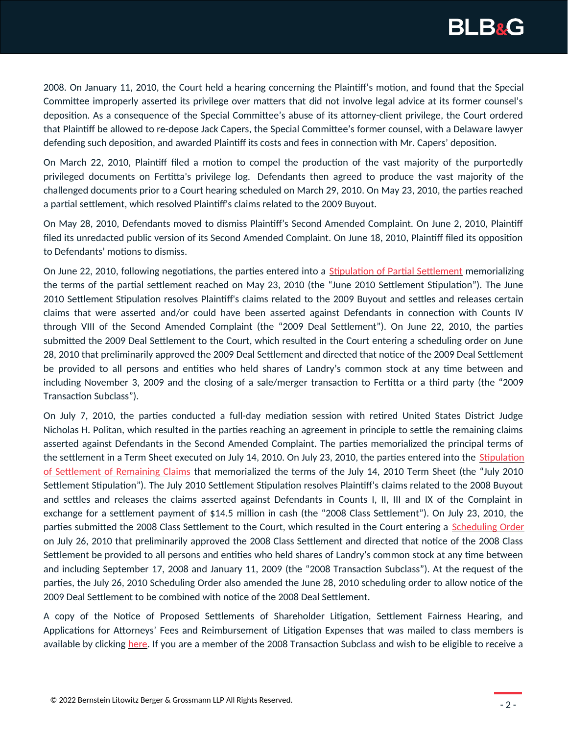2008. On January 11, 2010, the Court held a hearing concerning the Plaintiff's motion, and found that the Special Committee improperly asserted its privilege over matters that did not involve legal advice at its former counsel's deposition. As a consequence of the Special Committee's abuse of its attorney-client privilege, the Court ordered that Plaintiff be allowed to re-depose Jack Capers, the Special Committee's former counsel, with a Delaware lawyer defending such deposition, and awarded Plaintiff its costs and fees in connection with Mr. Capers' deposition.

On March 22, 2010, Plaintiff filed a motion to compel the production of the vast majority of the purportedly privileged documents on Fertitta's privilege log. Defendants then agreed to produce the vast majority of the challenged documents prior to a Court hearing scheduled on March 29, 2010. On May 23, 2010, the parties reached a partial settlement, which resolved Plaintiff's claims related to the 2009 Buyout.

On May 28, 2010, Defendants moved to dismiss Plaintiff's Second Amended Complaint. On June 2, 2010, Plaintiff filed its unredacted public version of its Second Amended Complaint. On June 18, 2010, Plaintiff filed its opposition to Defendants' motions to dismiss.

On June 22, 2010, following negotiations, the parties entered into a Stipulation of Partial Settlement memorializing the terms of the partial settlement reached on May 23, 2010 (the "June 2010 Settlement Stipulation"). The June 2010 Settlement Stipulation resolves Plaintiff's claims related to the 2009 Buyout and settles and releases certain claims that were asserted and/or could have been asserted against Defendants in connection with Counts IV through VIII of the Second Amended Complaint (the "2009 Deal Settlement"). On June 22, 2010, the parties submitted the 2009 Deal Settlement to the Court, which resulted in the Court entering a scheduling order on June 28, 2010 that preliminarily approved the 2009 Deal Settlement and directed that notice of the 2009 Deal Settlement be provided to all persons and entities who held shares of Landry's common stock at any time between and including November 3, 2009 and the closing of a sale/merger transaction to Fertitta or a third party (the "2009 Transaction Subclass").

On July 7, 2010, the parties conducted a full-day mediation session with retired United States District Judge Nicholas H. Politan, which resulted in the parties reaching an agreement in principle to settle the remaining claims asserted against Defendants in the Second Amended Complaint. The parties memorialized the principal terms of the settlement in a Term Sheet executed on July 14, 2010. On July 23, 2010, the parties entered into the Stipulation of Settlement of Remaining Claims that memorialized the terms of the July 14, 2010 Term Sheet (the "July 2010 Settlement Stipulation"). The July 2010 Settlement Stipulation resolves Plaintiff's claims related to the 2008 Buyout and settles and releases the claims asserted against Defendants in Counts I, II, III and IX of the Complaint in exchange for a settlement payment of $14.5 million in cash (the "2008 Class Settlement"). On July 23, 2010, the parties submitted the 2008 Class Settlement to the Court, which resulted in the Court entering a Scheduling Order on July 26, 2010 that preliminarily approved the 2008 Class Settlement and directed that notice of the 2008 Class Settlement be provided to all persons and entities who held shares of Landry's common stock at any time between and including September 17, 2008 and January 11, 2009 (the "2008 Transaction Subclass"). At the request of the parties, the July 26, 2010 Scheduling Order also amended the June 28, 2010 scheduling order to allow notice of the 2009 Deal Settlement to be combined with notice of the 2008 Deal Settlement.

A copy of the Notice of Proposed Settlements of Shareholder Litigation, Settlement Fairness Hearing, and Applications for Attorneys' Fees and Reimbursement of Litigation Expenses that was mailed to class members is available by clicking here. If you are a member of the 2008 Transaction Subclass and wish to be eligible to receive a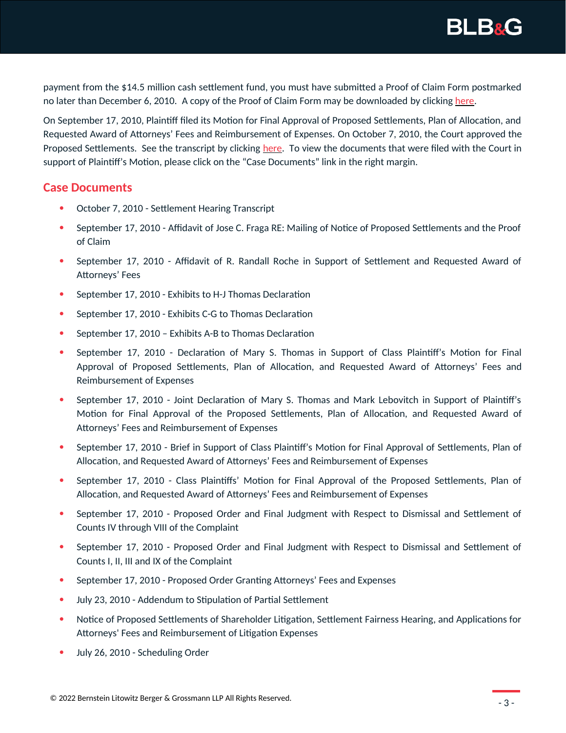payment from the $14.5 million cash settlement fund, you must have submitted a Proof of Claim Form postmarked no later than December 6, 2010. A copy of the Proof of Claim Form may be downloaded by clicking here.

On September 17, 2010, Plaintiff filed its Motion for Final Approval of Proposed Settlements, Plan of Allocation, and Requested Award of Attorneys' Fees and Reimbursement of Expenses. On October 7, 2010, the Court approved the Proposed Settlements. See the transcript by clicking here. To view the documents that were filed with the Court in support of Plaintiff's Motion, please click on the "Case Documents" link in the right margin.

## Case Documents

- October 7, 2010 - Settlement Hearing Transcript
- September 17, 2010 - Affidavit of Jose C. Fraga RE: Mailing of Notice of Proposed Settlements and the Proof of Claim
- September 17, 2010 - Affidavit of R. Randall Roche in Support of Settlement and Requested Award of Attorneys' Fees
- September 17, 2010 - Exhibits to H-J Thomas Declaration
- September 17, 2010 - Exhibits C-G to Thomas Declaration
- September 17, 2010 – Exhibits A-B to Thomas Declaration
- September 17, 2010 - Declaration of Mary S. Thomas in Support of Class Plaintiff's Motion for Final Approval of Proposed Settlements, Plan of Allocation, and Requested Award of Attorneys' Fees and Reimbursement of Expenses
- September 17, 2010 - Joint Declaration of Mary S. Thomas and Mark Lebovitch in Support of Plaintiff's Motion for Final Approval of the Proposed Settlements, Plan of Allocation, and Requested Award of Attorneys' Fees and Reimbursement of Expenses
- September 17, 2010 - Brief in Support of Class Plaintiff's Motion for Final Approval of Settlements, Plan of Allocation, and Requested Award of Attorneys' Fees and Reimbursement of Expenses
- September 17, 2010 - Class Plaintiffs' Motion for Final Approval of the Proposed Settlements, Plan of Allocation, and Requested Award of Attorneys' Fees and Reimbursement of Expenses
- September 17, 2010 - Proposed Order and Final Judgment with Respect to Dismissal and Settlement of Counts IV through VIII of the Complaint
- September 17, 2010 - Proposed Order and Final Judgment with Respect to Dismissal and Settlement of Counts I, II, III and IX of the Complaint
- September 17, 2010 - Proposed Order Granting Attorneys' Fees and Expenses
- July 23, 2010 - Addendum to Stipulation of Partial Settlement
- Notice of Proposed Settlements of Shareholder Litigation, Settlement Fairness Hearing, and Applications for Attorneys' Fees and Reimbursement of Litigation Expenses
- July 26, 2010 - Scheduling Order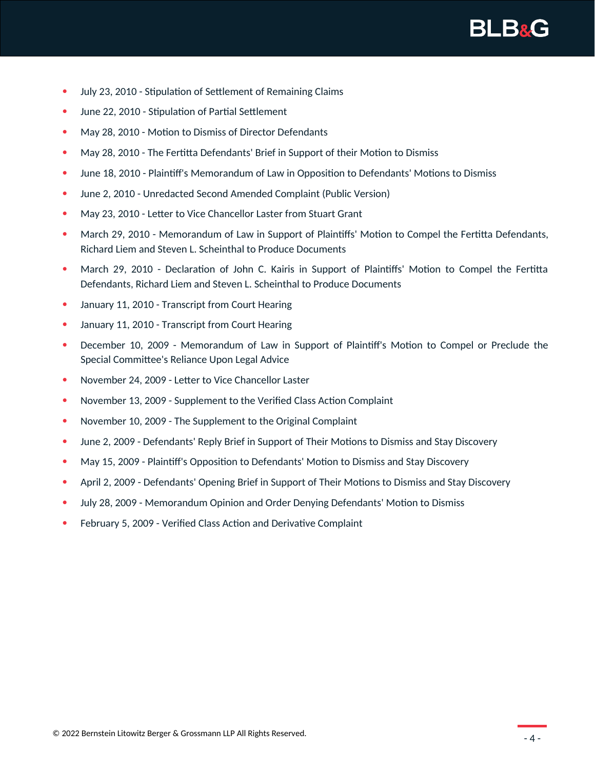- July 23, 2010 - Stipulation of Settlement of Remaining Claims
- June 22, 2010 - Stipulation of Partial Settlement
- May 28, 2010 - Motion to Dismiss of Director Defendants
- May 28, 2010 - The Fertitta Defendants' Brief in Support of their Motion to Dismiss
- June 18, 2010 - Plaintiff's Memorandum of Law in Opposition to Defendants' Motions to Dismiss
- June 2, 2010 - Unredacted Second Amended Complaint (Public Version)
- May 23, 2010 - Letter to Vice Chancellor Laster from Stuart Grant
- March 29, 2010 - Memorandum of Law in Support of Plaintiffs' Motion to Compel the Fertitta Defendants, Richard Liem and Steven L. Scheinthal to Produce Documents
- March 29, 2010 - Declaration of John C. Kairis in Support of Plaintiffs' Motion to Compel the Fertitta Defendants, Richard Liem and Steven L. Scheinthal to Produce Documents
- January 11, 2010 - Transcript from Court Hearing
- January 11, 2010 - Transcript from Court Hearing
- December 10, 2009 - Memorandum of Law in Support of Plaintiff's Motion to Compel or Preclude the Special Committee's Reliance Upon Legal Advice
- November 24, 2009 - Letter to Vice Chancellor Laster
- November 13, 2009 - Supplement to the Verified Class Action Complaint
- November 10, 2009 - The Supplement to the Original Complaint
- June 2, 2009 - Defendants' Reply Brief in Support of Their Motions to Dismiss and Stay Discovery
- May 15, 2009 - Plaintiff's Opposition to Defendants' Motion to Dismiss and Stay Discovery
- April 2, 2009 - Defendants' Opening Brief in Support of Their Motions to Dismiss and Stay Discovery
- July 28, 2009 - Memorandum Opinion and Order Denying Defendants' Motion to Dismiss
- February 5, 2009 - Verified Class Action and Derivative Complaint

© 2022 Bernstein Litowitz Berger & Grossmann LLP All Rights Reserved.